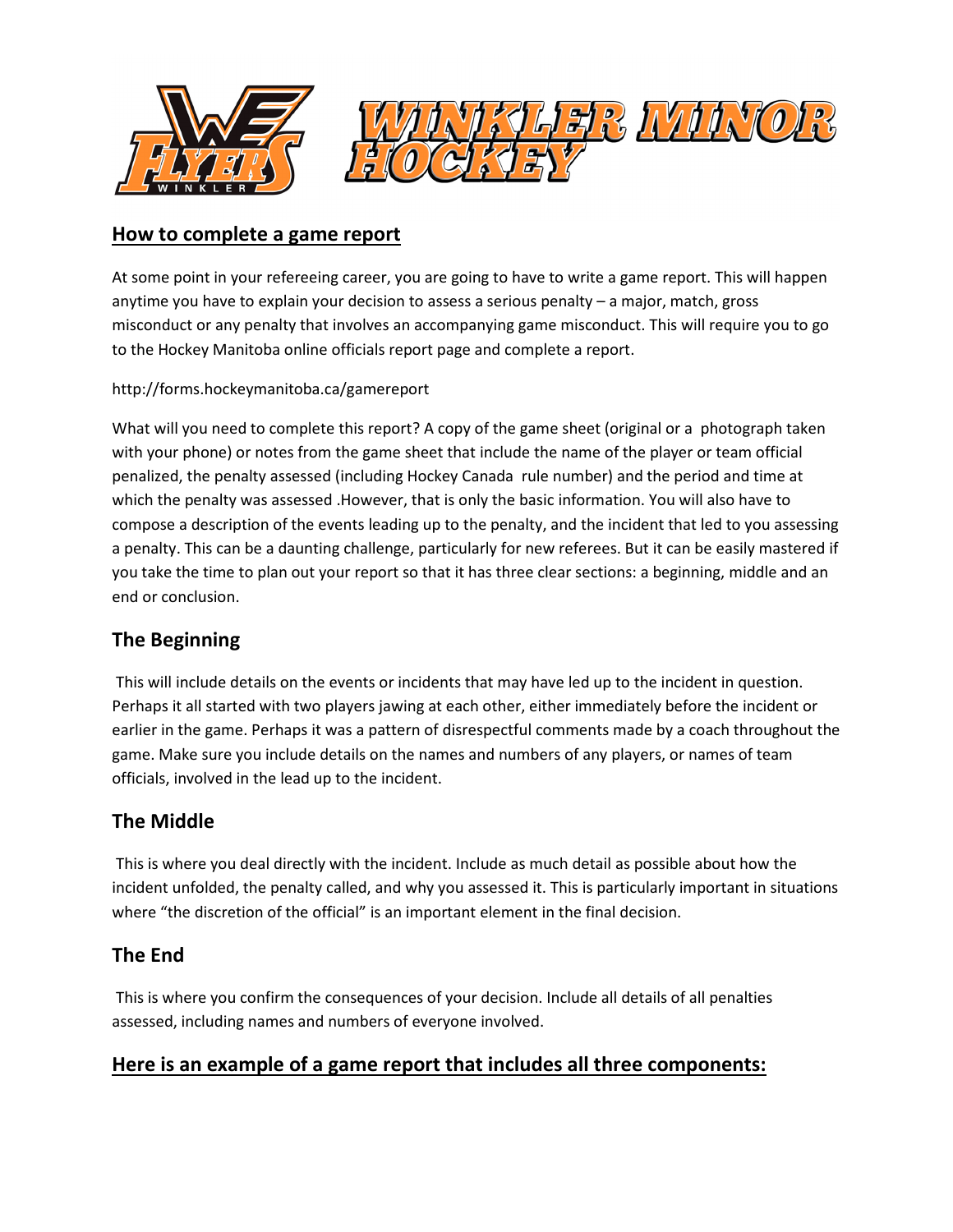WINKLER MINOR HOCKEY

## How to complete a game report

At some point in your refereeing career, you are going to have to write a game report. This will happen anytime you have to explain your decision to assess a serious penalty – a major, match, gross misconduct or any penalty that involves an accompanying game misconduct. This will require you to go to the Hockey Manitoba online officials report page and complete a report.

http://forms.hockeymanitoba.ca/gamereport

What will you need to complete this report? A copy of the game sheet (original or a photograph taken with your phone) or notes from the game sheet that include the name of the player or team official penalized, the penalty assessed (including Hockey Canada rule number) and the period and time at which the penalty was assessed .However, that is only the basic information. You will also have to compose a description of the events leading up to the penalty, and the incident that led to you assessing a penalty. This can be a daunting challenge, particularly for new referees. But it can be easily mastered if you take the time to plan out your report so that it has three clear sections: a beginning, middle and an end or conclusion.

## The Beginning

This will include details on the events or incidents that may have led up to the incident in question. Perhaps it all started with two players jawing at each other, either immediately before the incident or earlier in the game. Perhaps it was a pattern of disrespectful comments made by a coach throughout the game. Make sure you include details on the names and numbers of any players, or names of team officials, involved in the lead up to the incident.

## The Middle

This is where you deal directly with the incident. Include as much detail as possible about how the incident unfolded, the penalty called, and why you assessed it. This is particularly important in situations where "the discretion of the official" is an important element in the final decision.

## The End

This is where you confirm the consequences of your decision. Include all details of all penalties assessed, including names and numbers of everyone involved.

## Here is an example of a game report that includes all three components: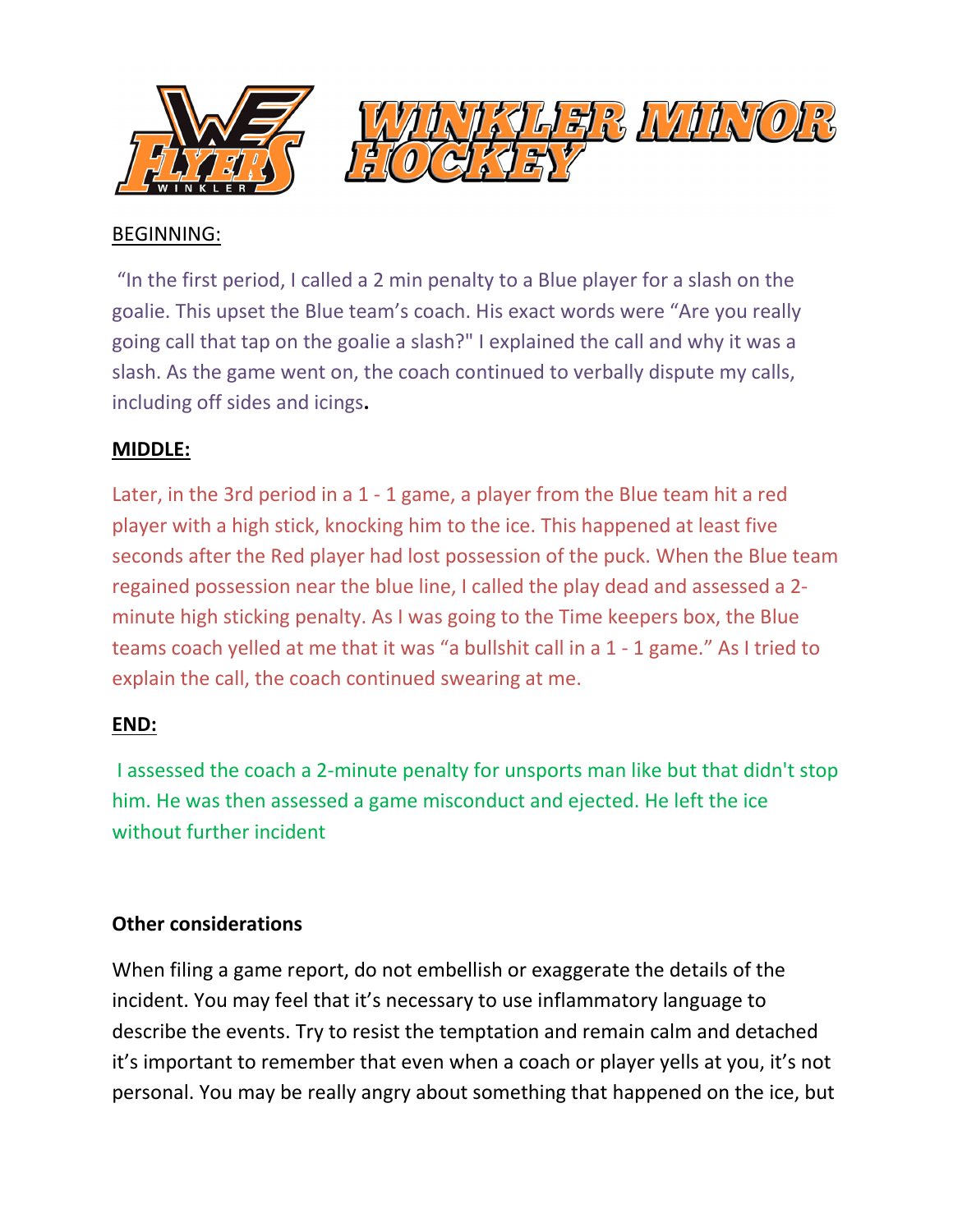WINKLER MINOR HOCKEY

BEGINNING:

"In the first period, I called a 2 min penalty to a Blue player for a slash on the goalie. This upset the Blue team's coach. His exact words were "Are you really going call that tap on the goalie a slash?" I explained the call and why it was a slash. As the game went on, the coach continued to verbally dispute my calls, including off sides and icings**.**

**MIDDLE:**

Later, in the 3rd period in a 1 - 1 game, a player from the Blue team hit a red player with a high stick, knocking him to the ice. This happened at least five seconds after the Red player had lost possession of the puck. When the Blue team regained possession near the blue line, I called the play dead and assessed a 2-minute high sticking penalty. As I was going to the Time keepers box, the Blue teams coach yelled at me that it was "a bullshit call in a 1 - 1 game." As I tried to explain the call, the coach continued swearing at me.

**END:**

I assessed the coach a 2-minute penalty for unsports man like but that didn't stop him. He was then assessed a game misconduct and ejected. He left the ice without further incident

**Other considerations**

When filing a game report, do not embellish or exaggerate the details of the incident. You may feel that it's necessary to use inflammatory language to describe the events. Try to resist the temptation and remain calm and detached it's important to remember that even when a coach or player yells at you, it's not personal. You may be really angry about something that happened on the ice, but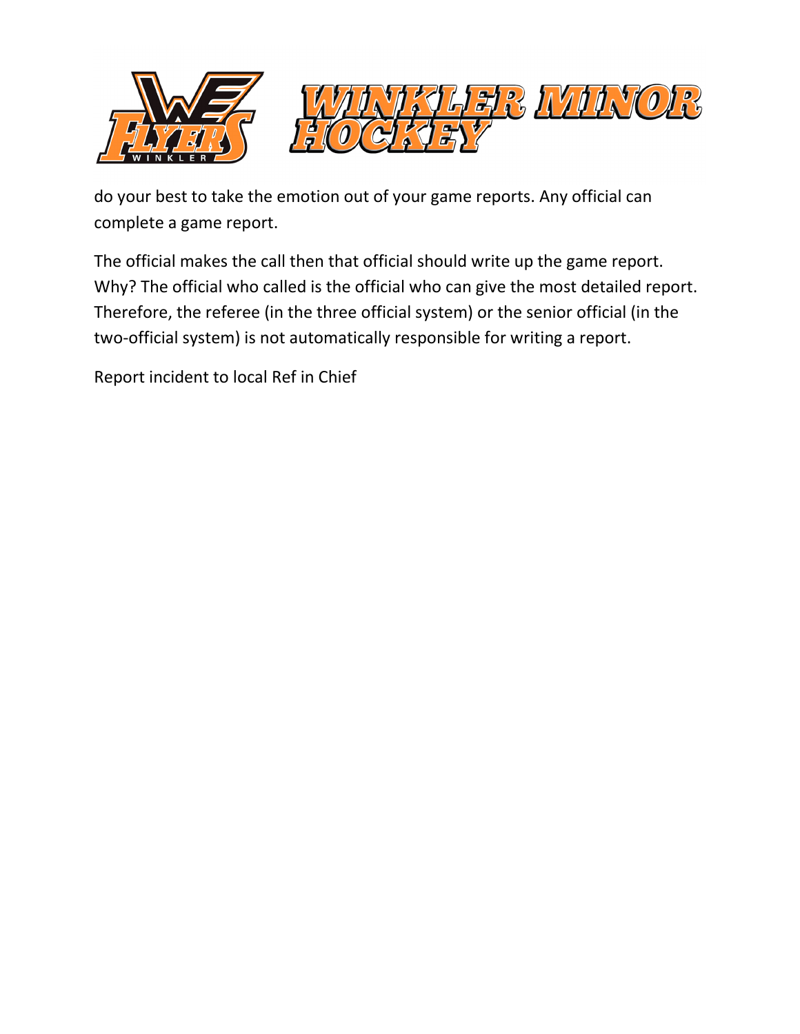do your best to take the emotion out of your game reports. Any official can complete a game report.

The official makes the call then that official should write up the game report. Why? The official who called is the official who can give the most detailed report. Therefore, the referee (in the three official system) or the senior official (in the two-official system) is not automatically responsible for writing a report.

Report incident to local Ref in Chief